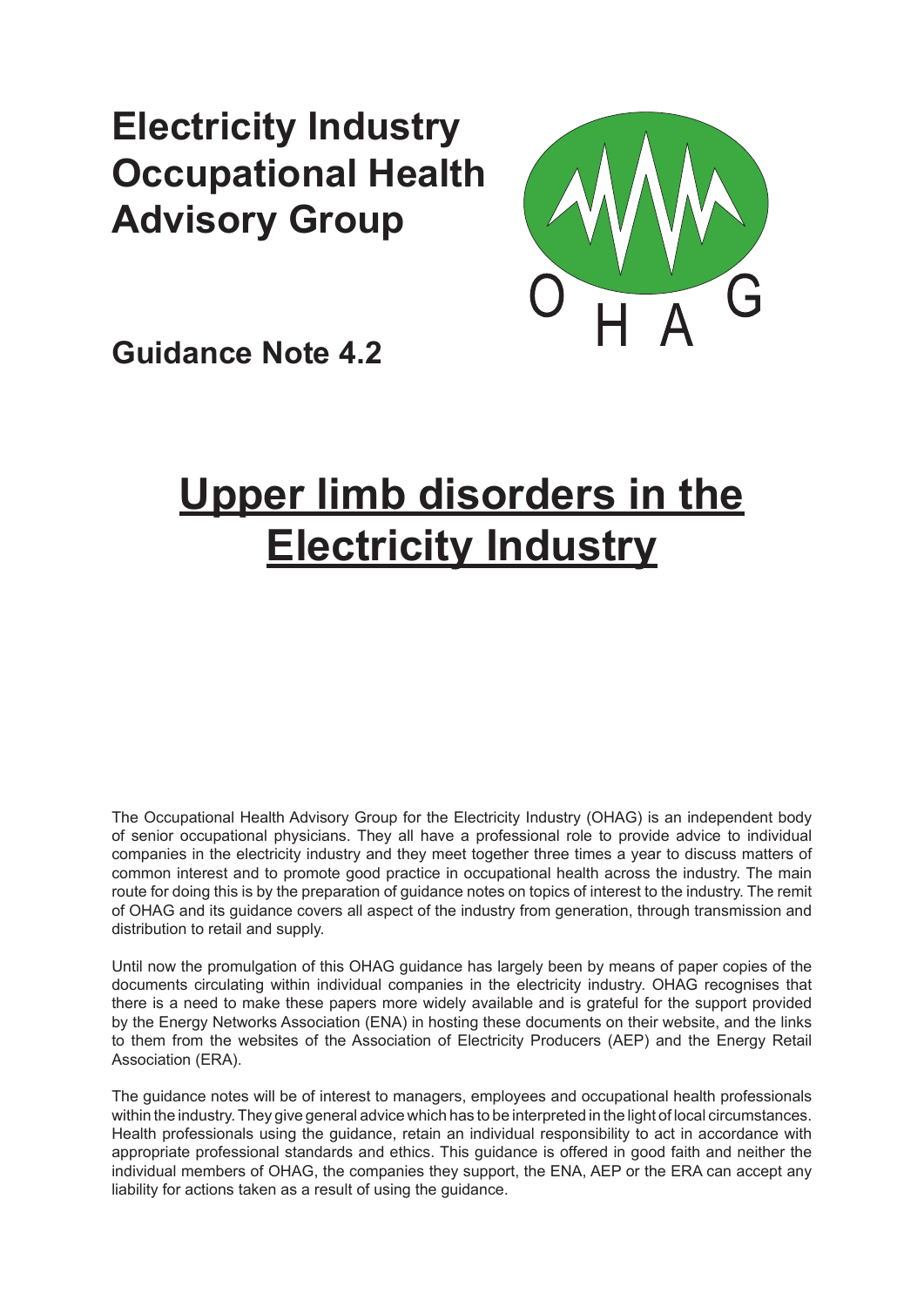# Electricity Industry Occupational Health Advisory Group

**Guidance Note 4.2**

# Upper limb disorders in the Electricity Industry

The Occupational Health Advisory Group for the Electricity Industry (OHAG) is an independent body of senior occupational physicians. They all have a professional role to provide advice to individual companies in the electricity industry and they meet together three times a year to discuss matters of common interest and to promote good practice in occupational health across the industry. The main route for doing this is by the preparation of guidance notes on topics of interest to the industry. The remit of OHAG and its guidance covers all aspect of the industry from generation, through transmission and distribution to retail and supply.

Until now the promulgation of this OHAG guidance has largely been by means of paper copies of the documents circulating within individual companies in the electricity industry. OHAG recognises that there is a need to make these papers more widely available and is grateful for the support provided by the Energy Networks Association (ENA) in hosting these documents on their website, and the links to them from the websites of the Association of Electricity Producers (AEP) and the Energy Retail Association (ERA).

The guidance notes will be of interest to managers, employees and occupational health professionals within the industry. They give general advice which has to be interpreted in the light of local circumstances. Health professionals using the guidance, retain an individual responsibility to act in accordance with appropriate professional standards and ethics. This guidance is offered in good faith and neither the individual members of OHAG, the companies they support, the ENA, AEP or the ERA can accept any liability for actions taken as a result of using the guidance.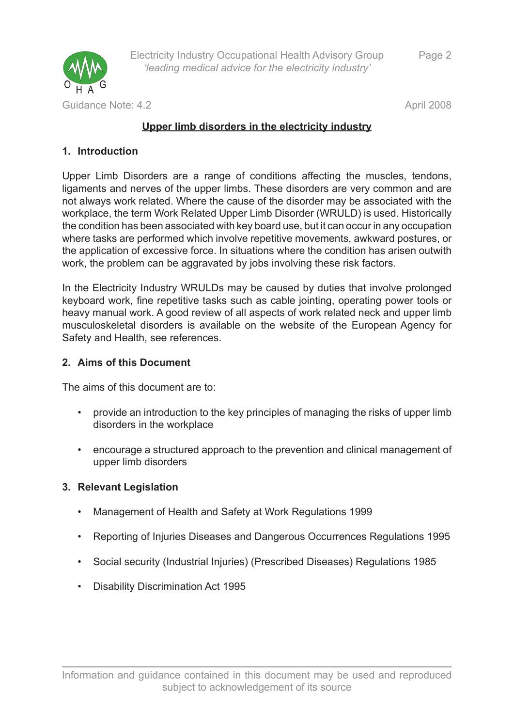## Upper limb disorders in the electricity industry

### 1. Introduction

Upper Limb Disorders are a range of conditions affecting the muscles, tendons, ligaments and nerves of the upper limbs. These disorders are very common and are not always work related. Where the cause of the disorder may be associated with the workplace, the term Work Related Upper Limb Disorder (WRULD) is used. Historically the condition has been associated with key board use, but it can occur in any occupation where tasks are performed which involve repetitive movements, awkward postures, or the application of excessive force. In situations where the condition has arisen outwith work, the problem can be aggravated by jobs involving these risk factors.

In the Electricity Industry WRULDs may be caused by duties that involve prolonged keyboard work, fine repetitive tasks such as cable jointing, operating power tools or heavy manual work. A good review of all aspects of work related neck and upper limb musculoskeletal disorders is available on the website of the European Agency for Safety and Health, see references.

### 2. Aims of this Document

The aims of this document are to:

- provide an introduction to the key principles of managing the risks of upper limb disorders in the workplace
- encourage a structured approach to the prevention and clinical management of upper limb disorders

### 3. Relevant Legislation

- Management of Health and Safety at Work Regulations 1999
- Reporting of Injuries Diseases and Dangerous Occurrences Regulations 1995
- Social security (Industrial Injuries) (Prescribed Diseases) Regulations 1985
- Disability Discrimination Act 1995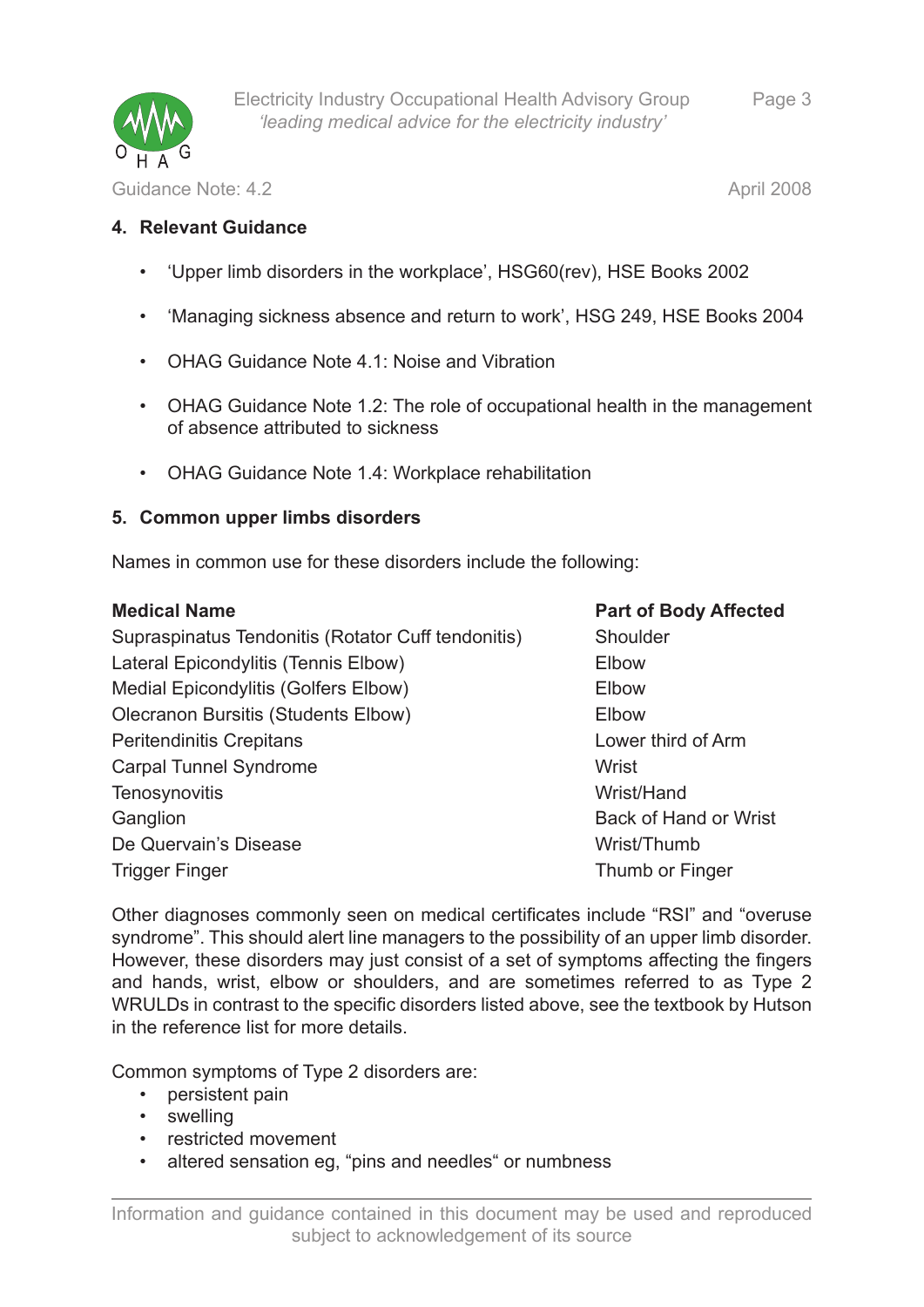## 4. Relevant Guidance

- 'Upper limb disorders in the workplace', HSG60(rev), HSE Books 2002
- 'Managing sickness absence and return to work', HSG 249, HSE Books 2004
- OHAG Guidance Note 4.1: Noise and Vibration
- OHAG Guidance Note 1.2: The role of occupational health in the management of absence attributed to sickness
- OHAG Guidance Note 1.4: Workplace rehabilitation

## 5. Common upper limbs disorders

Names in common use for these disorders include the following:

| Medical Name | Part of Body Affected |
|---|---|
| Supraspinatus Tendonitis (Rotator Cuff tendonitis) | Shoulder |
| Lateral Epicondylitis (Tennis Elbow) | Elbow |
| Medial Epicondylitis (Golfers Elbow) | Elbow |
| Olecranon Bursitis (Students Elbow) | Elbow |
| Peritendinitis Crepitans | Lower third of Arm |
| Carpal Tunnel Syndrome | Wrist |
| Tenosynovitis | Wrist/Hand |
| Ganglion | Back of Hand or Wrist |
| De Quervain's Disease | Wrist/Thumb |
| Trigger Finger | Thumb or Finger |

Other diagnoses commonly seen on medical certificates include "RSI" and "overuse syndrome". This should alert line managers to the possibility of an upper limb disorder. However, these disorders may just consist of a set of symptoms affecting the fingers and hands, wrist, elbow or shoulders, and are sometimes referred to as Type 2 WRULDs in contrast to the specific disorders listed above, see the textbook by Hutson in the reference list for more details.

Common symptoms of Type 2 disorders are:

- persistent pain
- swelling
- restricted movement
- altered sensation eg, "pins and needles" or numbness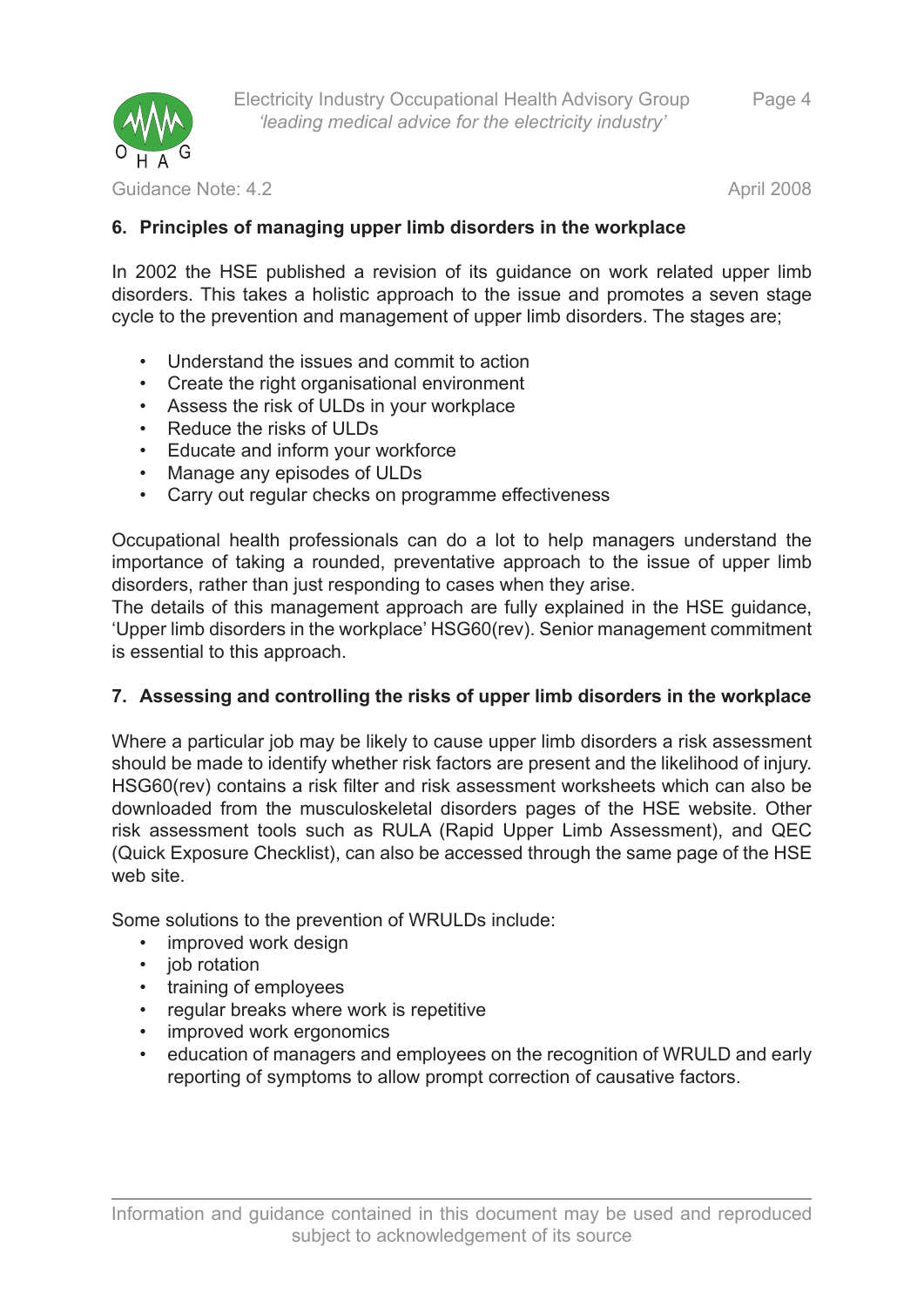## 6. Principles of managing upper limb disorders in the workplace

In 2002 the HSE published a revision of its guidance on work related upper limb disorders. This takes a holistic approach to the issue and promotes a seven stage cycle to the prevention and management of upper limb disorders. The stages are;

- Understand the issues and commit to action
- Create the right organisational environment
- Assess the risk of ULDs in your workplace
- Reduce the risks of ULDs
- Educate and inform your workforce
- Manage any episodes of ULDs
- Carry out regular checks on programme effectiveness

Occupational health professionals can do a lot to help managers understand the importance of taking a rounded, preventative approach to the issue of upper limb disorders, rather than just responding to cases when they arise.
The details of this management approach are fully explained in the HSE guidance, 'Upper limb disorders in the workplace' HSG60(rev). Senior management commitment is essential to this approach.

## 7. Assessing and controlling the risks of upper limb disorders in the workplace

Where a particular job may be likely to cause upper limb disorders a risk assessment should be made to identify whether risk factors are present and the likelihood of injury. HSG60(rev) contains a risk filter and risk assessment worksheets which can also be downloaded from the musculoskeletal disorders pages of the HSE website. Other risk assessment tools such as RULA (Rapid Upper Limb Assessment), and QEC (Quick Exposure Checklist), can also be accessed through the same page of the HSE web site.

Some solutions to the prevention of WRULDs include:

- improved work design
- job rotation
- training of employees
- regular breaks where work is repetitive
- improved work ergonomics
- education of managers and employees on the recognition of WRULD and early reporting of symptoms to allow prompt correction of causative factors.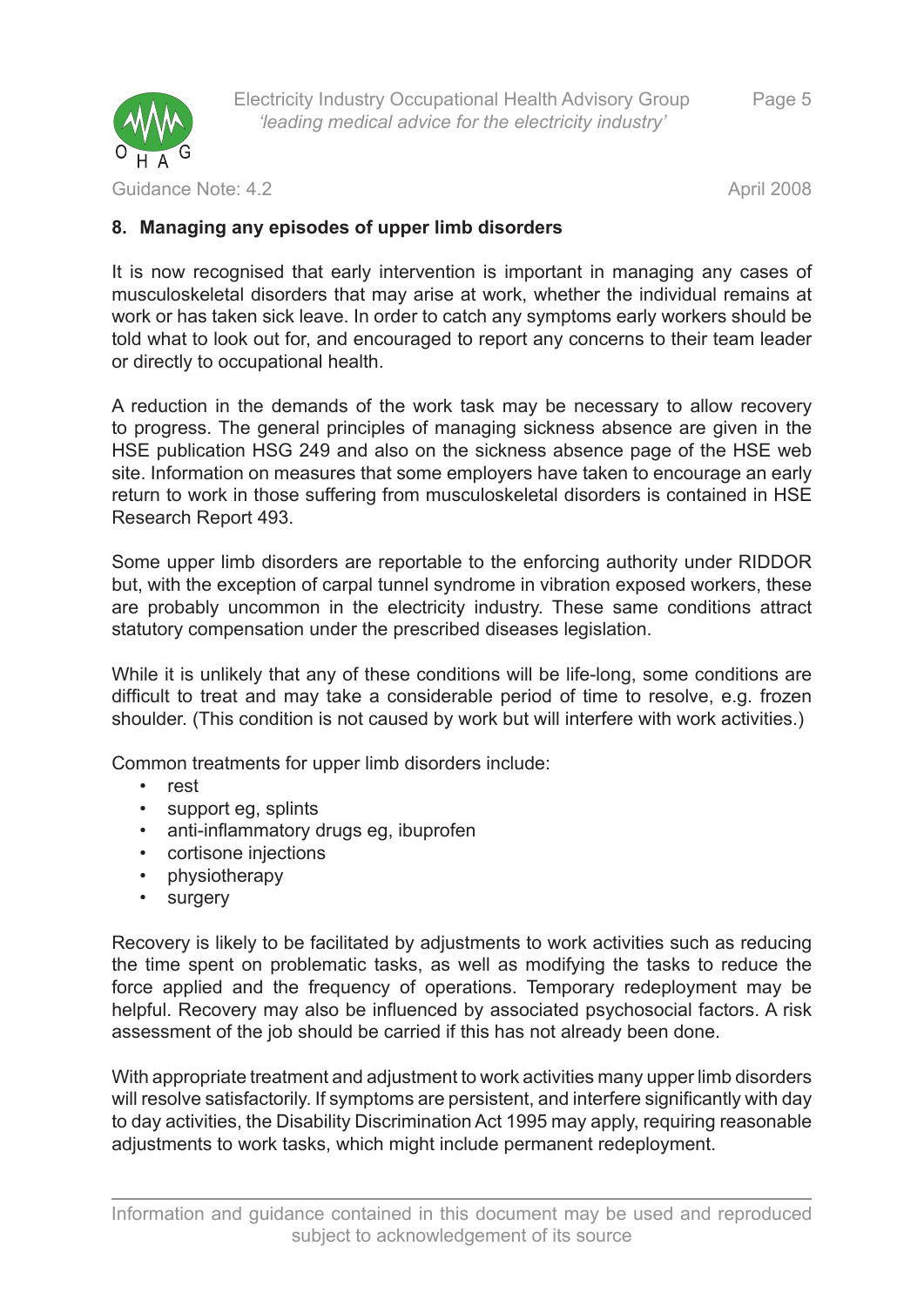## 8. Managing any episodes of upper limb disorders

It is now recognised that early intervention is important in managing any cases of musculoskeletal disorders that may arise at work, whether the individual remains at work or has taken sick leave. In order to catch any symptoms early workers should be told what to look out for, and encouraged to report any concerns to their team leader or directly to occupational health.

A reduction in the demands of the work task may be necessary to allow recovery to progress. The general principles of managing sickness absence are given in the HSE publication HSG 249 and also on the sickness absence page of the HSE web site. Information on measures that some employers have taken to encourage an early return to work in those suffering from musculoskeletal disorders is contained in HSE Research Report 493.

Some upper limb disorders are reportable to the enforcing authority under RIDDOR but, with the exception of carpal tunnel syndrome in vibration exposed workers, these are probably uncommon in the electricity industry. These same conditions attract statutory compensation under the prescribed diseases legislation.

While it is unlikely that any of these conditions will be life-long, some conditions are difficult to treat and may take a considerable period of time to resolve, e.g. frozen shoulder. (This condition is not caused by work but will interfere with work activities.)

Common treatments for upper limb disorders include:

- rest
- support eg, splints
- anti-inflammatory drugs eg, ibuprofen
- cortisone injections
- physiotherapy
- surgery

Recovery is likely to be facilitated by adjustments to work activities such as reducing the time spent on problematic tasks, as well as modifying the tasks to reduce the force applied and the frequency of operations. Temporary redeployment may be helpful. Recovery may also be influenced by associated psychosocial factors. A risk assessment of the job should be carried if this has not already been done.

With appropriate treatment and adjustment to work activities many upper limb disorders will resolve satisfactorily. If symptoms are persistent, and interfere significantly with day to day activities, the Disability Discrimination Act 1995 may apply, requiring reasonable adjustments to work tasks, which might include permanent redeployment.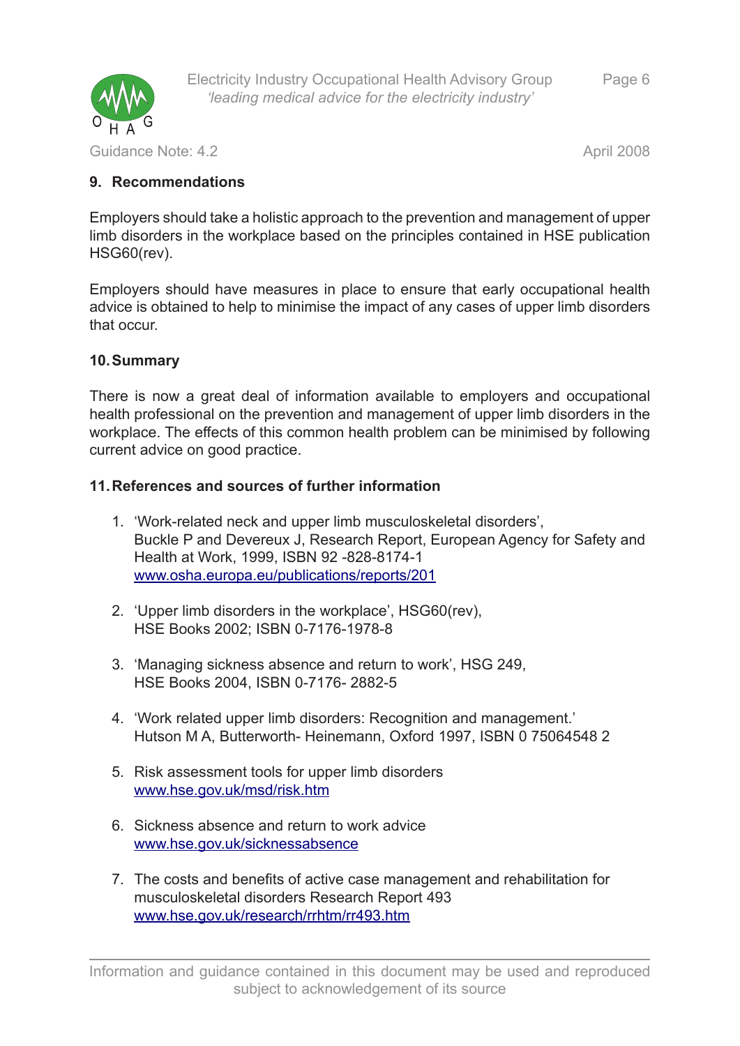## 9. Recommendations

Employers should take a holistic approach to the prevention and management of upper limb disorders in the workplace based on the principles contained in HSE publication HSG60(rev).

Employers should have measures in place to ensure that early occupational health advice is obtained to help to minimise the impact of any cases of upper limb disorders that occur.

## 10. Summary

There is now a great deal of information available to employers and occupational health professional on the prevention and management of upper limb disorders in the workplace. The effects of this common health problem can be minimised by following current advice on good practice.

## 11. References and sources of further information

1. 'Work-related neck and upper limb musculoskeletal disorders', Buckle P and Devereux J, Research Report, European Agency for Safety and Health at Work, 1999, ISBN 92 -828-8174-1 www.osha.europa.eu/publications/reports/201

2. 'Upper limb disorders in the workplace', HSG60(rev), HSE Books 2002; ISBN 0-7176-1978-8

3. 'Managing sickness absence and return to work', HSG 249, HSE Books 2004, ISBN 0-7176- 2882-5

4. 'Work related upper limb disorders: Recognition and management.' Hutson M A, Butterworth- Heinemann, Oxford 1997, ISBN 0 75064548 2

5. Risk assessment tools for upper limb disorders www.hse.gov.uk/msd/risk.htm

6. Sickness absence and return to work advice www.hse.gov.uk/sicknessabsence

7. The costs and benefits of active case management and rehabilitation for musculoskeletal disorders Research Report 493 www.hse.gov.uk/research/rrhtm/rr493.htm

Information and guidance contained in this document may be used and reproduced subject to acknowledgement of its source